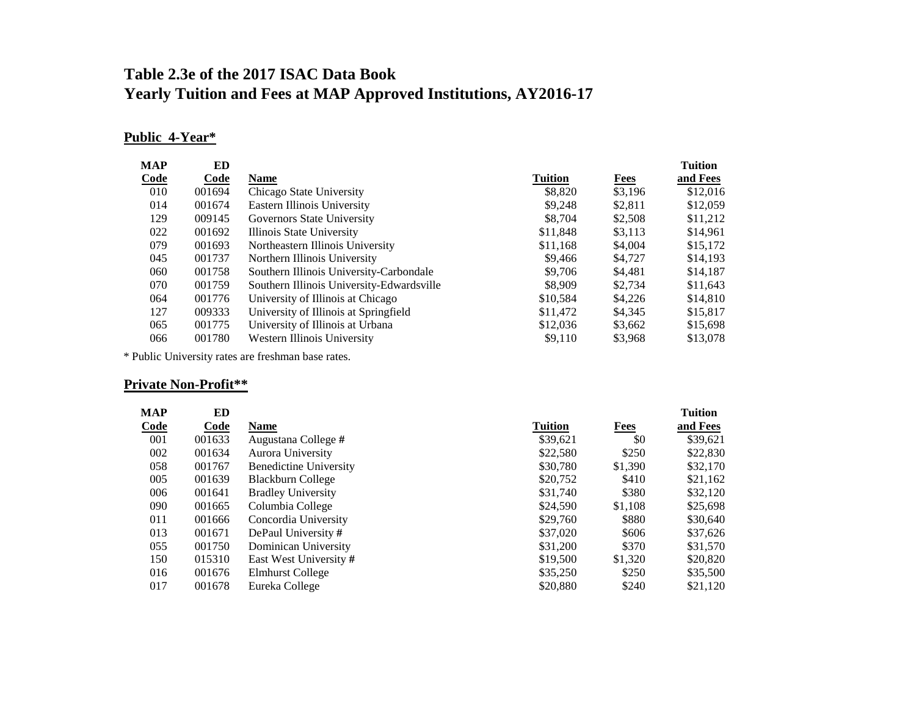# Table 2.3e of the 2017 ISAC Data Book
# Yearly Tuition and Fees at MAP Approved Institutions, AY2016-17

## Public 4-Year*

| MAP Code | ED Code | Name | Tuition | Fees | Tuition and Fees |
|---|---|---|---|---|---|
| 010 | 001694 | Chicago State University | $8,820 | $3,196 | $12,016 |
| 014 | 001674 | Eastern Illinois University | $9,248 | $2,811 | $12,059 |
| 129 | 009145 | Governors State University | $8,704 | $2,508 | $11,212 |
| 022 | 001692 | Illinois State University | $11,848 | $3,113 | $14,961 |
| 079 | 001693 | Northeastern Illinois University | $11,168 | $4,004 | $15,172 |
| 045 | 001737 | Northern Illinois University | $9,466 | $4,727 | $14,193 |
| 060 | 001758 | Southern Illinois University-Carbondale | $9,706 | $4,481 | $14,187 |
| 070 | 001759 | Southern Illinois University-Edwardsville | $8,909 | $2,734 | $11,643 |
| 064 | 001776 | University of Illinois at Chicago | $10,584 | $4,226 | $14,810 |
| 127 | 009333 | University of Illinois at Springfield | $11,472 | $4,345 | $15,817 |
| 065 | 001775 | University of Illinois at Urbana | $12,036 | $3,662 | $15,698 |
| 066 | 001780 | Western Illinois University | $9,110 | $3,968 | $13,078 |

* Public University rates are freshman base rates.

## Private Non-Profit**

| MAP Code | ED Code | Name | Tuition | Fees | Tuition and Fees |
|---|---|---|---|---|---|
| 001 | 001633 | Augustana College # | $39,621 | $0 | $39,621 |
| 002 | 001634 | Aurora University | $22,580 | $250 | $22,830 |
| 058 | 001767 | Benedictine University | $30,780 | $1,390 | $32,170 |
| 005 | 001639 | Blackburn College | $20,752 | $410 | $21,162 |
| 006 | 001641 | Bradley University | $31,740 | $380 | $32,120 |
| 090 | 001665 | Columbia College | $24,590 | $1,108 | $25,698 |
| 011 | 001666 | Concordia University | $29,760 | $880 | $30,640 |
| 013 | 001671 | DePaul University # | $37,020 | $606 | $37,626 |
| 055 | 001750 | Dominican University | $31,200 | $370 | $31,570 |
| 150 | 015310 | East West University # | $19,500 | $1,320 | $20,820 |
| 016 | 001676 | Elmhurst College | $35,250 | $250 | $35,500 |
| 017 | 001678 | Eureka College | $20,880 | $240 | $21,120 |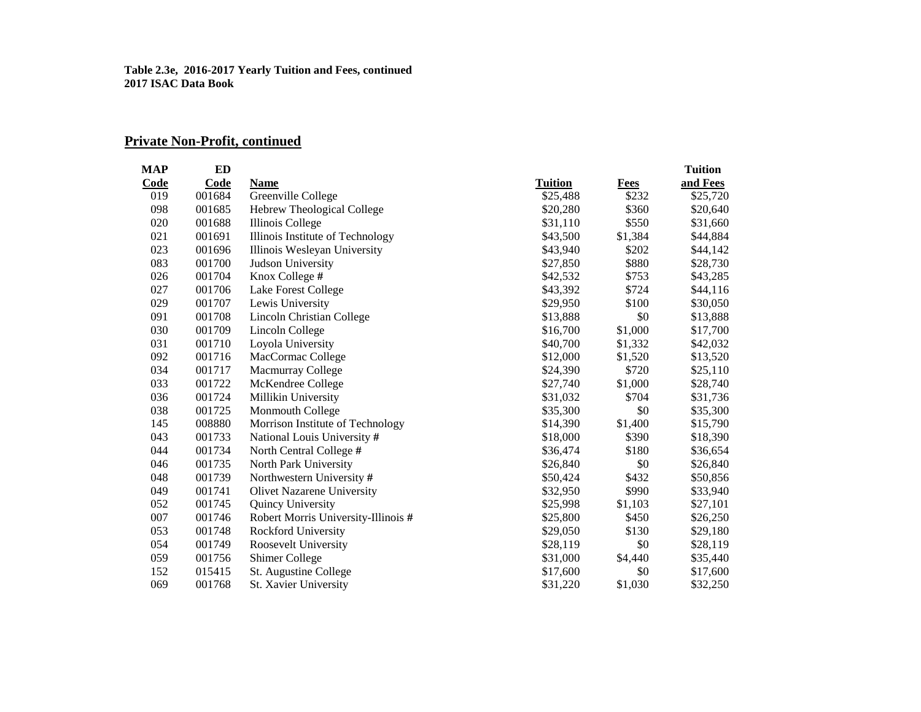**Table 2.3e, 2016-2017 Yearly Tuition and Fees, continued**
**2017 ISAC Data Book**

## Private Non-Profit, continued

| MAP Code | ED Code | Name | Tuition | Fees | Tuition and Fees |
|---|---|---|---|---|---|
| 019 | 001684 | Greenville College | $25,488 | $232 | $25,720 |
| 098 | 001685 | Hebrew Theological College | $20,280 | $360 | $20,640 |
| 020 | 001688 | Illinois College | $31,110 | $550 | $31,660 |
| 021 | 001691 | Illinois Institute of Technology | $43,500 | $1,384 | $44,884 |
| 023 | 001696 | Illinois Wesleyan University | $43,940 | $202 | $44,142 |
| 083 | 001700 | Judson University | $27,850 | $880 | $28,730 |
| 026 | 001704 | Knox College # | $42,532 | $753 | $43,285 |
| 027 | 001706 | Lake Forest College | $43,392 | $724 | $44,116 |
| 029 | 001707 | Lewis University | $29,950 | $100 | $30,050 |
| 091 | 001708 | Lincoln Christian College | $13,888 | $0 | $13,888 |
| 030 | 001709 | Lincoln College | $16,700 | $1,000 | $17,700 |
| 031 | 001710 | Loyola University | $40,700 | $1,332 | $42,032 |
| 092 | 001716 | MacCormac College | $12,000 | $1,520 | $13,520 |
| 034 | 001717 | Macmurray College | $24,390 | $720 | $25,110 |
| 033 | 001722 | McKendree College | $27,740 | $1,000 | $28,740 |
| 036 | 001724 | Millikin University | $31,032 | $704 | $31,736 |
| 038 | 001725 | Monmouth College | $35,300 | $0 | $35,300 |
| 145 | 008880 | Morrison Institute of Technology | $14,390 | $1,400 | $15,790 |
| 043 | 001733 | National Louis University # | $18,000 | $390 | $18,390 |
| 044 | 001734 | North Central College # | $36,474 | $180 | $36,654 |
| 046 | 001735 | North Park University | $26,840 | $0 | $26,840 |
| 048 | 001739 | Northwestern University # | $50,424 | $432 | $50,856 |
| 049 | 001741 | Olivet Nazarene University | $32,950 | $990 | $33,940 |
| 052 | 001745 | Quincy University | $25,998 | $1,103 | $27,101 |
| 007 | 001746 | Robert Morris University-Illinois # | $25,800 | $450 | $26,250 |
| 053 | 001748 | Rockford University | $29,050 | $130 | $29,180 |
| 054 | 001749 | Roosevelt University | $28,119 | $0 | $28,119 |
| 059 | 001756 | Shimer College | $31,000 | $4,440 | $35,440 |
| 152 | 015415 | St. Augustine College | $17,600 | $0 | $17,600 |
| 069 | 001768 | St. Xavier University | $31,220 | $1,030 | $32,250 |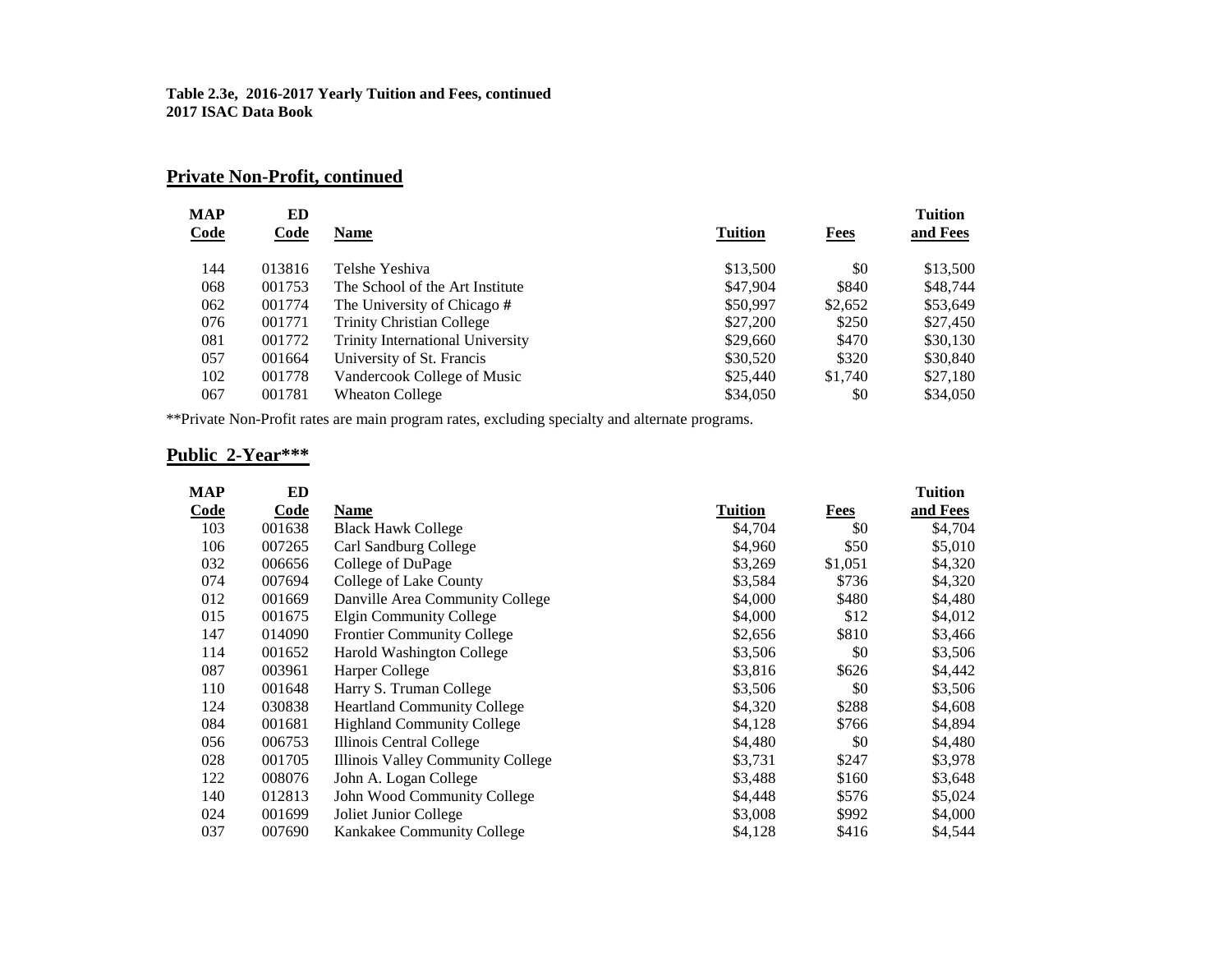**Table 2.3e, 2016-2017 Yearly Tuition and Fees, continued**
**2017 ISAC Data Book**

## Private Non-Profit, continued

| MAP Code | ED Code | Name | Tuition | Fees | Tuition and Fees |
|---|---|---|---|---|---|
| 144 | 013816 | Telshe Yeshiva | $13,500 | $0 | $13,500 |
| 068 | 001753 | The School of the Art Institute | $47,904 | $840 | $48,744 |
| 062 | 001774 | The University of Chicago **#** | $50,997 | $2,652 | $53,649 |
| 076 | 001771 | Trinity Christian College | $27,200 | $250 | $27,450 |
| 081 | 001772 | Trinity International University | $29,660 | $470 | $30,130 |
| 057 | 001664 | University of St. Francis | $30,520 | $320 | $30,840 |
| 102 | 001778 | Vandercook College of Music | $25,440 | $1,740 | $27,180 |
| 067 | 001781 | Wheaton College | $34,050 | $0 | $34,050 |

**Private Non-Profit rates are main program rates, excluding specialty and alternate programs.

## Public 2-Year***

| MAP Code | ED Code | Name | Tuition | Fees | Tuition and Fees |
|---|---|---|---|---|---|
| 103 | 001638 | Black Hawk College | $4,704 | $0 | $4,704 |
| 106 | 007265 | Carl Sandburg College | $4,960 | $50 | $5,010 |
| 032 | 006656 | College of DuPage | $3,269 | $1,051 | $4,320 |
| 074 | 007694 | College of Lake County | $3,584 | $736 | $4,320 |
| 012 | 001669 | Danville Area Community College | $4,000 | $480 | $4,480 |
| 015 | 001675 | Elgin Community College | $4,000 | $12 | $4,012 |
| 147 | 014090 | Frontier Community College | $2,656 | $810 | $3,466 |
| 114 | 001652 | Harold Washington College | $3,506 | $0 | $3,506 |
| 087 | 003961 | Harper College | $3,816 | $626 | $4,442 |
| 110 | 001648 | Harry S. Truman College | $3,506 | $0 | $3,506 |
| 124 | 030838 | Heartland Community College | $4,320 | $288 | $4,608 |
| 084 | 001681 | Highland Community College | $4,128 | $766 | $4,894 |
| 056 | 006753 | Illinois Central College | $4,480 | $0 | $4,480 |
| 028 | 001705 | Illinois Valley Community College | $3,731 | $247 | $3,978 |
| 122 | 008076 | John A. Logan College | $3,488 | $160 | $3,648 |
| 140 | 012813 | John Wood Community College | $4,448 | $576 | $5,024 |
| 024 | 001699 | Joliet Junior College | $3,008 | $992 | $4,000 |
| 037 | 007690 | Kankakee Community College | $4,128 | $416 | $4,544 |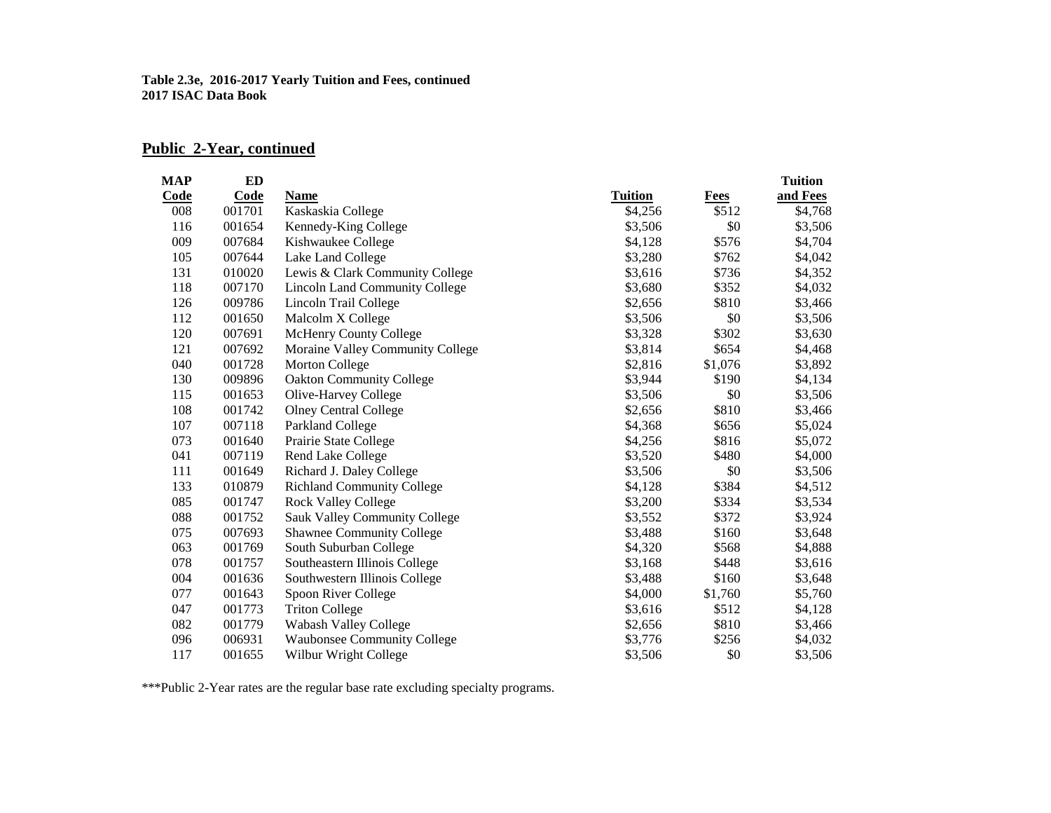**Table 2.3e, 2016-2017 Yearly Tuition and Fees, continued**
**2017 ISAC Data Book**

## Public 2-Year, continued

| MAP Code | ED Code | Name | Tuition | Fees | Tuition and Fees |
|---|---|---|---|---|---|
| 008 | 001701 | Kaskaskia College | $4,256 | $512 | $4,768 |
| 116 | 001654 | Kennedy-King College | $3,506 | $0 | $3,506 |
| 009 | 007684 | Kishwaukee College | $4,128 | $576 | $4,704 |
| 105 | 007644 | Lake Land College | $3,280 | $762 | $4,042 |
| 131 | 010020 | Lewis & Clark Community College | $3,616 | $736 | $4,352 |
| 118 | 007170 | Lincoln Land Community College | $3,680 | $352 | $4,032 |
| 126 | 009786 | Lincoln Trail College | $2,656 | $810 | $3,466 |
| 112 | 001650 | Malcolm X College | $3,506 | $0 | $3,506 |
| 120 | 007691 | McHenry County College | $3,328 | $302 | $3,630 |
| 121 | 007692 | Moraine Valley Community College | $3,814 | $654 | $4,468 |
| 040 | 001728 | Morton College | $2,816 | $1,076 | $3,892 |
| 130 | 009896 | Oakton Community College | $3,944 | $190 | $4,134 |
| 115 | 001653 | Olive-Harvey College | $3,506 | $0 | $3,506 |
| 108 | 001742 | Olney Central College | $2,656 | $810 | $3,466 |
| 107 | 007118 | Parkland College | $4,368 | $656 | $5,024 |
| 073 | 001640 | Prairie State College | $4,256 | $816 | $5,072 |
| 041 | 007119 | Rend Lake College | $3,520 | $480 | $4,000 |
| 111 | 001649 | Richard J. Daley College | $3,506 | $0 | $3,506 |
| 133 | 010879 | Richland Community College | $4,128 | $384 | $4,512 |
| 085 | 001747 | Rock Valley College | $3,200 | $334 | $3,534 |
| 088 | 001752 | Sauk Valley Community College | $3,552 | $372 | $3,924 |
| 075 | 007693 | Shawnee Community College | $3,488 | $160 | $3,648 |
| 063 | 001769 | South Suburban College | $4,320 | $568 | $4,888 |
| 078 | 001757 | Southeastern Illinois College | $3,168 | $448 | $3,616 |
| 004 | 001636 | Southwestern Illinois College | $3,488 | $160 | $3,648 |
| 077 | 001643 | Spoon River College | $4,000 | $1,760 | $5,760 |
| 047 | 001773 | Triton College | $3,616 | $512 | $4,128 |
| 082 | 001779 | Wabash Valley College | $2,656 | $810 | $3,466 |
| 096 | 006931 | Waubonsee Community College | $3,776 | $256 | $4,032 |
| 117 | 001655 | Wilbur Wright College | $3,506 | $0 | $3,506 |

***Public 2-Year rates are the regular base rate excluding specialty programs.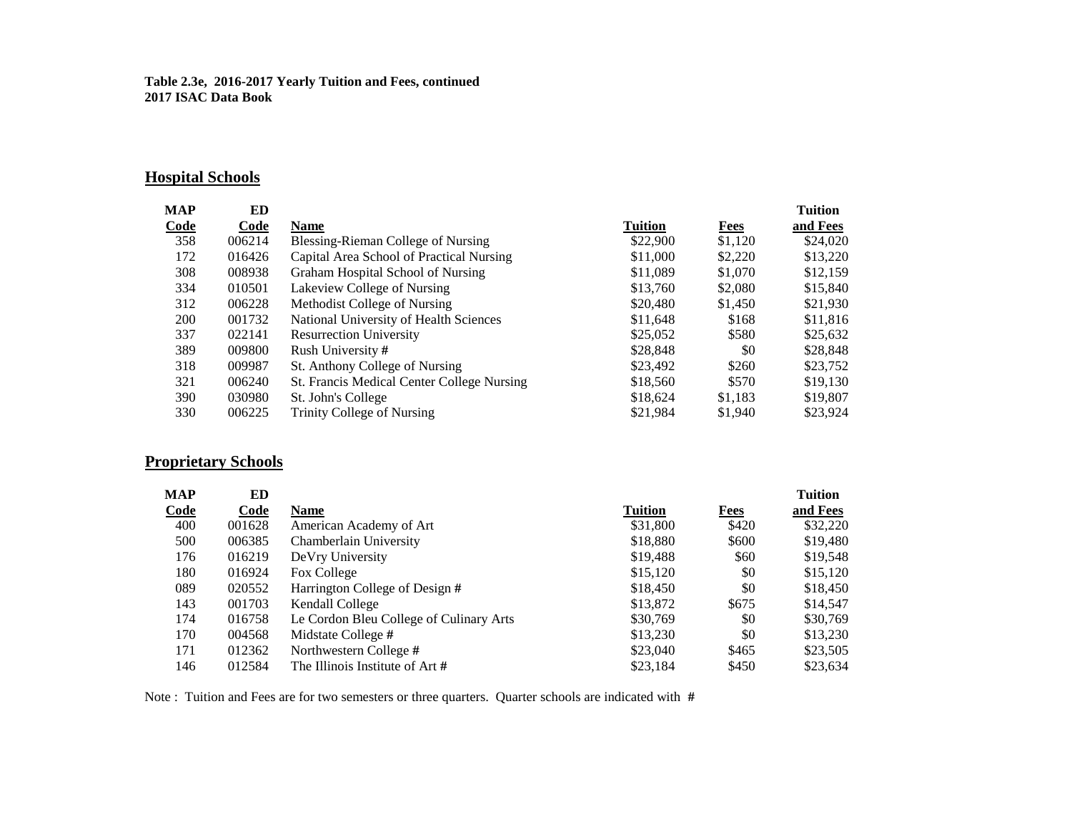**Table 2.3e, 2016-2017 Yearly Tuition and Fees, continued**
**2017 ISAC Data Book**

## Hospital Schools

| MAP Code | ED Code | Name | Tuition | Fees | Tuition and Fees |
|---|---|---|---|---|---|
| 358 | 006214 | Blessing-Rieman College of Nursing | $22,900 | $1,120 | $24,020 |
| 172 | 016426 | Capital Area School of Practical Nursing | $11,000 | $2,220 | $13,220 |
| 308 | 008938 | Graham Hospital School of Nursing | $11,089 | $1,070 | $12,159 |
| 334 | 010501 | Lakeview College of Nursing | $13,760 | $2,080 | $15,840 |
| 312 | 006228 | Methodist College of Nursing | $20,480 | $1,450 | $21,930 |
| 200 | 001732 | National University of Health Sciences | $11,648 | $168 | $11,816 |
| 337 | 022141 | Resurrection University | $25,052 | $580 | $25,632 |
| 389 | 009800 | Rush University # | $28,848 | $0 | $28,848 |
| 318 | 009987 | St. Anthony College of Nursing | $23,492 | $260 | $23,752 |
| 321 | 006240 | St. Francis Medical Center College Nursing | $18,560 | $570 | $19,130 |
| 390 | 030980 | St. John's College | $18,624 | $1,183 | $19,807 |
| 330 | 006225 | Trinity College of Nursing | $21,984 | $1,940 | $23,924 |

## Proprietary Schools

| MAP Code | ED Code | Name | Tuition | Fees | Tuition and Fees |
|---|---|---|---|---|---|
| 400 | 001628 | American Academy of Art | $31,800 | $420 | $32,220 |
| 500 | 006385 | Chamberlain University | $18,880 | $600 | $19,480 |
| 176 | 016219 | DeVry University | $19,488 | $60 | $19,548 |
| 180 | 016924 | Fox College | $15,120 | $0 | $15,120 |
| 089 | 020552 | Harrington College of Design # | $18,450 | $0 | $18,450 |
| 143 | 001703 | Kendall College | $13,872 | $675 | $14,547 |
| 174 | 016758 | Le Cordon Bleu College of Culinary Arts | $30,769 | $0 | $30,769 |
| 170 | 004568 | Midstate College # | $13,230 | $0 | $13,230 |
| 171 | 012362 | Northwestern College # | $23,040 | $465 | $23,505 |
| 146 | 012584 | The Illinois Institute of Art # | $23,184 | $450 | $23,634 |

Note : Tuition and Fees are for two semesters or three quarters. Quarter schools are indicated with **#**